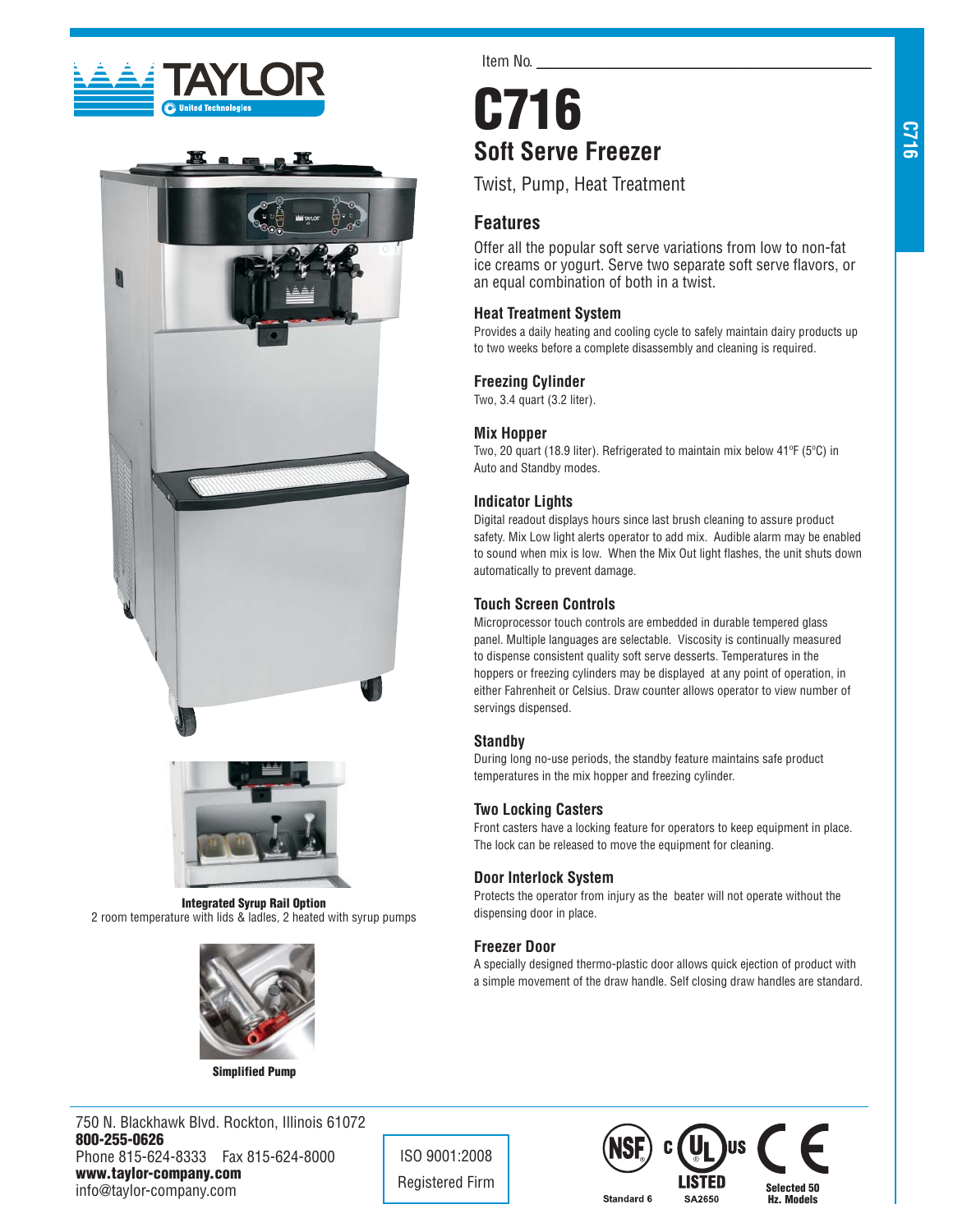TAYLOR

United Technologies

Item No. ___________________________

# C716

## Soft Serve Freezer

Twist, Pump, Heat Treatment

## Features

Offer all the popular soft serve variations from low to non-fat ice creams or yogurt. Serve two separate soft serve flavors, or an equal combination of both in a twist.

### Heat Treatment System

Provides a daily heating and cooling cycle to safely maintain dairy products up to two weeks before a complete disassembly and cleaning is required.

### Freezing Cylinder

Two, 3.4 quart (3.2 liter).

### Mix Hopper

Two, 20 quart (18.9 liter). Refrigerated to maintain mix below 41ºF (5ºC) in Auto and Standby modes.

### Indicator Lights

Digital readout displays hours since last brush cleaning to assure product safety. Mix Low light alerts operator to add mix. Audible alarm may be enabled to sound when mix is low. When the Mix Out light flashes, the unit shuts down automatically to prevent damage.

### Touch Screen Controls

Microprocessor touch controls are embedded in durable tempered glass panel. Multiple languages are selectable. Viscosity is continually measured to dispense consistent quality soft serve desserts. Temperatures in the hoppers or freezing cylinders may be displayed at any point of operation, in either Fahrenheit or Celsius. Draw counter allows operator to view number of servings dispensed.

### Standby

During long no-use periods, the standby feature maintains safe product temperatures in the mix hopper and freezing cylinder.

### Two Locking Casters

Front casters have a locking feature for operators to keep equipment in place. The lock can be released to move the equipment for cleaning.

### Door Interlock System

Protects the operator from injury as the beater will not operate without the dispensing door in place.

### Freezer Door

A specially designed thermo-plastic door allows quick ejection of product with a simple movement of the draw handle. Self closing draw handles are standard.

**Integrated Syrup Rail Option**
2 room temperature with lids & ladles, 2 heated with syrup pumps

**Simplified Pump**

750 N. Blackhawk Blvd. Rockton, Illinois 61072
**800-255-0626**
Phone 815-624-8333 Fax 815-624-8000
**www.taylor-company.com**
info@taylor-company.com

ISO 9001:2008
Registered Firm

NSF Standard 6 | c UL us LISTED SA2650 | CE Selected 50 Hz. Models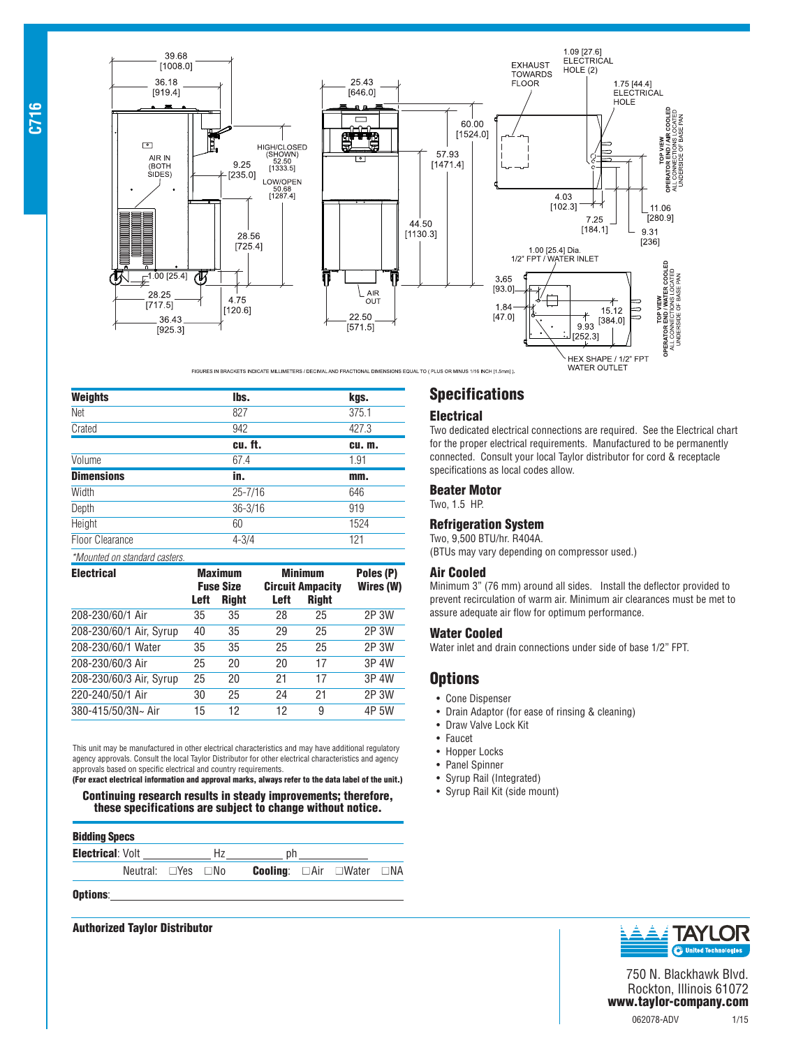C716

39.68
[1008.0]
36.18
[919.4]
AIR IN
(BOTH
SIDES)
9.25
[235.0]
HIGH/CLOSED
(SHOWN)
52.50
[1333.5]
LOW/OPEN
50.68
[1287.4]
28.56
[725.4]
1.00 [25.4]
28.25
[717.5]
4.75
[120.6]
36.43
[925.3]
25.43
[646.0]
60.00
[1524.0]
57.93
[1471.4]
44.50
[1130.3]
AIR
OUT
22.50
[571.5]
EXHAUST
TOWARDS
FLOOR
1.09 [27.6]
ELECTRICAL
HOLE (2)
1.75 [44.4]
ELECTRICAL
HOLE
TOP VIEW
OPERATOR END / AIR COOLED
ALL CONNECTIONS LOCATED
UNDERSIDE OF BASE PAN
4.03
[102.3]
7.25
[184.1]
11.06
[280.9]
9.31
[236]
1.00 [25.4] Dia.
1/2" FPT / WATER INLET
3.65
[93.0]
1.84
[47.0]
15.12
[384.0]
9.93
[252.3]
TOP VIEW
OPERATOR END / WATER COOLED
ALL CONNECTIONS LOCATED
UNDERSIDE OF BASE PAN
HEX SHAPE / 1/2" FPT
WATER OUTLET

FIGURES IN BRACKETS INDICATE MILLIMETERS / DECIMAL AND FRACTIONAL DIMENSIONS EQUAL TO ( PLUS OR MINUS 1/16 INCH [1.5mm] ).

| Weights | lbs. | kgs. |
|---|---|---|
| Net | 827 | 375.1 |
| Crated | 942 | 427.3 |
| | **cu. ft.** | **cu. m.** |
| Volume | 67.4 | 1.91 |
| **Dimensions** | **in.** | **mm.** |
| Width | 25-7/16 | 646 |
| Depth | 36-3/16 | 919 |
| Height | 60 | 1524 |
| Floor Clearance | 4-3/4 | 121 |

*Mounted on standard casters.

| Electrical | Maximum Fuse Size | | Minimum Circuit Ampacity | | Poles (P) Wires (W) |
|---|---|---|---|---|---|
| | Left | Right | Left | Right | |
| 208-230/60/1 Air | 35 | 35 | 28 | 25 | 2P 3W |
| 208-230/60/1 Air, Syrup | 40 | 35 | 29 | 25 | 2P 3W |
| 208-230/60/1 Water | 35 | 35 | 25 | 25 | 2P 3W |
| 208-230/60/3 Air | 25 | 20 | 20 | 17 | 3P 4W |
| 208-230/60/3 Air, Syrup | 25 | 20 | 21 | 17 | 3P 4W |
| 220-240/50/1 Air | 30 | 25 | 24 | 21 | 2P 3W |
| 380-415/50/3N~ Air | 15 | 12 | 12 | 9 | 4P 5W |

This unit may be manufactured in other electrical characteristics and may have additional regulatory agency approvals. Consult the local Taylor Distributor for other electrical characteristics and agency approvals based on specific electrical and country requirements.
**(For exact electrical information and approval marks, always refer to the data label of the unit.)**

**Continuing research results in steady improvements; therefore, these specifications are subject to change without notice.**

**Bidding Specs**

**Electrical**: Volt ____________ Hz ____________ ph ____________

Neutral: ☐Yes ☐No **Cooling**: ☐Air ☐Water ☐NA

**Options**: ____________________________________________

**Authorized Taylor Distributor**

## Specifications

### Electrical

Two dedicated electrical connections are required. See the Electrical chart for the proper electrical requirements. Manufactured to be permanently connected. Consult your local Taylor distributor for cord & receptacle specifications as local codes allow.

### Beater Motor

Two, 1.5 HP.

### Refrigeration System

Two, 9,500 BTU/hr. R404A.
(BTUs may vary depending on compressor used.)

### Air Cooled

Minimum 3" (76 mm) around all sides. Install the deflector provided to prevent recirculation of warm air. Minimum air clearances must be met to assure adequate air flow for optimum performance.

### Water Cooled

Water inlet and drain connections under side of base 1/2" FPT.

## Options

- Cone Dispenser
- Drain Adaptor (for ease of rinsing & cleaning)
- Draw Valve Lock Kit
- Faucet
- Hopper Locks
- Panel Spinner
- Syrup Rail (Integrated)
- Syrup Rail Kit (side mount)

TAYLOR
United Technologies

750 N. Blackhawk Blvd.
Rockton, Illinois 61072
**www.taylor-company.com**

062078-ADV 1/15